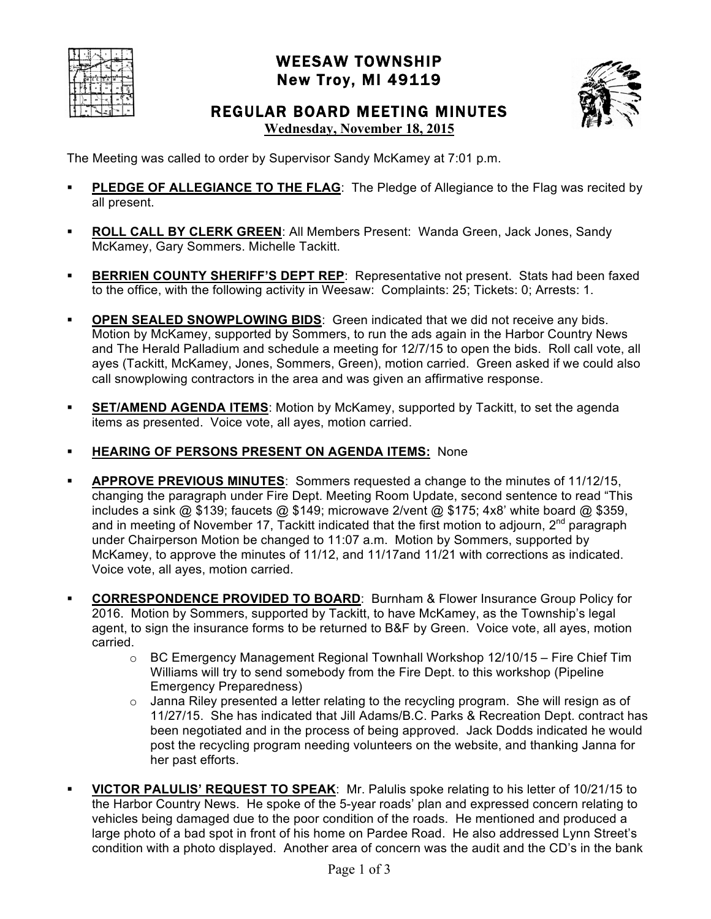# WEESAW TOWNSHIP
## New Troy, MI 49119

## REGULAR BOARD MEETING MINUTES
**Wednesday, November 18, 2015**

The Meeting was called to order by Supervisor Sandy McKamey at 7:01 p.m.

- **PLEDGE OF ALLEGIANCE TO THE FLAG**: The Pledge of Allegiance to the Flag was recited by all present.

- **ROLL CALL BY CLERK GREEN**: All Members Present: Wanda Green, Jack Jones, Sandy McKamey, Gary Sommers. Michelle Tackitt.

- **BERRIEN COUNTY SHERIFF'S DEPT REP**: Representative not present. Stats had been faxed to the office, with the following activity in Weesaw: Complaints: 25; Tickets: 0; Arrests: 1.

- **OPEN SEALED SNOWPLOWING BIDS**: Green indicated that we did not receive any bids. Motion by McKamey, supported by Sommers, to run the ads again in the Harbor Country News and The Herald Palladium and schedule a meeting for 12/7/15 to open the bids. Roll call vote, all ayes (Tackitt, McKamey, Jones, Sommers, Green), motion carried. Green asked if we could also call snowplowing contractors in the area and was given an affirmative response.

- **SET/AMEND AGENDA ITEMS**: Motion by McKamey, supported by Tackitt, to set the agenda items as presented. Voice vote, all ayes, motion carried.

- **HEARING OF PERSONS PRESENT ON AGENDA ITEMS:** None

- **APPROVE PREVIOUS MINUTES**: Sommers requested a change to the minutes of 11/12/15, changing the paragraph under Fire Dept. Meeting Room Update, second sentence to read "This includes a sink @ $139; faucets @ $149; microwave 2/vent @ $175; 4x8' white board @ $359, and in meeting of November 17, Tackitt indicated that the first motion to adjourn, 2nd paragraph under Chairperson Motion be changed to 11:07 a.m. Motion by Sommers, supported by McKamey, to approve the minutes of 11/12, and 11/17and 11/21 with corrections as indicated. Voice vote, all ayes, motion carried.

- **CORRESPONDENCE PROVIDED TO BOARD**: Burnham & Flower Insurance Group Policy for 2016. Motion by Sommers, supported by Tackitt, to have McKamey, as the Township's legal agent, to sign the insurance forms to be returned to B&F by Green. Voice vote, all ayes, motion carried.
  - BC Emergency Management Regional Townhall Workshop 12/10/15 – Fire Chief Tim Williams will try to send somebody from the Fire Dept. to this workshop (Pipeline Emergency Preparedness)
  - Janna Riley presented a letter relating to the recycling program. She will resign as of 11/27/15. She has indicated that Jill Adams/B.C. Parks & Recreation Dept. contract has been negotiated and in the process of being approved. Jack Dodds indicated he would post the recycling program needing volunteers on the website, and thanking Janna for her past efforts.

- **VICTOR PALULIS' REQUEST TO SPEAK**: Mr. Palulis spoke relating to his letter of 10/21/15 to the Harbor Country News. He spoke of the 5-year roads' plan and expressed concern relating to vehicles being damaged due to the poor condition of the roads. He mentioned and produced a large photo of a bad spot in front of his home on Pardee Road. He also addressed Lynn Street's condition with a photo displayed. Another area of concern was the audit and the CD's in the bank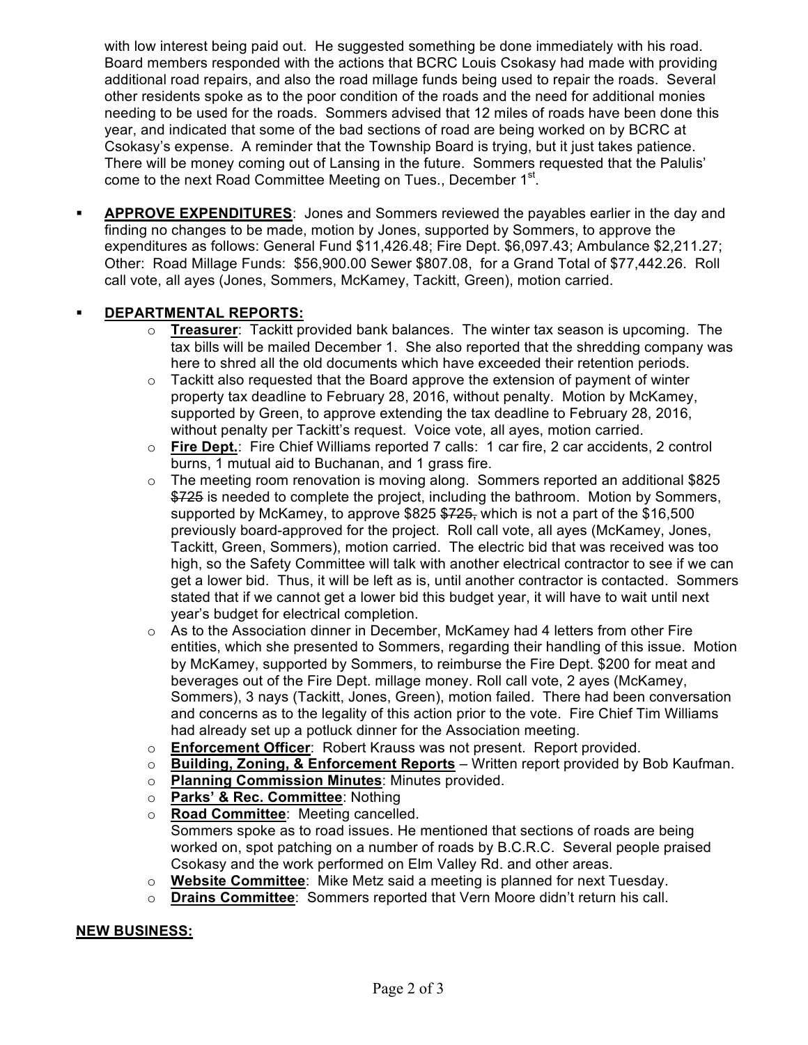with low interest being paid out. He suggested something be done immediately with his road. Board members responded with the actions that BCRC Louis Csokasy had made with providing additional road repairs, and also the road millage funds being used to repair the roads. Several other residents spoke as to the poor condition of the roads and the need for additional monies needing to be used for the roads. Sommers advised that 12 miles of roads have been done this year, and indicated that some of the bad sections of road are being worked on by BCRC at Csokasy's expense. A reminder that the Township Board is trying, but it just takes patience. There will be money coming out of Lansing in the future. Sommers requested that the Palulis' come to the next Road Committee Meeting on Tues., December 1st.

- **APPROVE EXPENDITURES**: Jones and Sommers reviewed the payables earlier in the day and finding no changes to be made, motion by Jones, supported by Sommers, to approve the expenditures as follows: General Fund $11,426.48; Fire Dept. $6,097.43; Ambulance $2,211.27; Other: Road Millage Funds: $56,900.00 Sewer $807.08, for a Grand Total of $77,442.26. Roll call vote, all ayes (Jones, Sommers, McKamey, Tackitt, Green), motion carried.

- **DEPARTMENTAL REPORTS:**
  - **Treasurer**: Tackitt provided bank balances. The winter tax season is upcoming. The tax bills will be mailed December 1. She also reported that the shredding company was here to shred all the old documents which have exceeded their retention periods.
  - Tackitt also requested that the Board approve the extension of payment of winter property tax deadline to February 28, 2016, without penalty. Motion by McKamey, supported by Green, to approve extending the tax deadline to February 28, 2016, without penalty per Tackitt's request. Voice vote, all ayes, motion carried.
  - **Fire Dept.**: Fire Chief Williams reported 7 calls: 1 car fire, 2 car accidents, 2 control burns, 1 mutual aid to Buchanan, and 1 grass fire.
  - The meeting room renovation is moving along. Sommers reported an additional $825 ~~$725~~ is needed to complete the project, including the bathroom. Motion by Sommers, supported by McKamey, to approve $825 ~~$725,~~ which is not a part of the $16,500 previously board-approved for the project. Roll call vote, all ayes (McKamey, Jones, Tackitt, Green, Sommers), motion carried. The electric bid that was received was too high, so the Safety Committee will talk with another electrical contractor to see if we can get a lower bid. Thus, it will be left as is, until another contractor is contacted. Sommers stated that if we cannot get a lower bid this budget year, it will have to wait until next year's budget for electrical completion.
  - As to the Association dinner in December, McKamey had 4 letters from other Fire entities, which she presented to Sommers, regarding their handling of this issue. Motion by McKamey, supported by Sommers, to reimburse the Fire Dept. $200 for meat and beverages out of the Fire Dept. millage money. Roll call vote, 2 ayes (McKamey, Sommers), 3 nays (Tackitt, Jones, Green), motion failed. There had been conversation and concerns as to the legality of this action prior to the vote. Fire Chief Tim Williams had already set up a potluck dinner for the Association meeting.
  - **Enforcement Officer**: Robert Krauss was not present. Report provided.
  - **Building, Zoning, & Enforcement Reports** – Written report provided by Bob Kaufman.
  - **Planning Commission Minutes**: Minutes provided.
  - **Parks' & Rec. Committee**: Nothing
  - **Road Committee**: Meeting cancelled.
    Sommers spoke as to road issues. He mentioned that sections of roads are being worked on, spot patching on a number of roads by B.C.R.C. Several people praised Csokasy and the work performed on Elm Valley Rd. and other areas.
  - **Website Committee**: Mike Metz said a meeting is planned for next Tuesday.
  - **Drains Committee**: Sommers reported that Vern Moore didn't return his call.

**NEW BUSINESS:**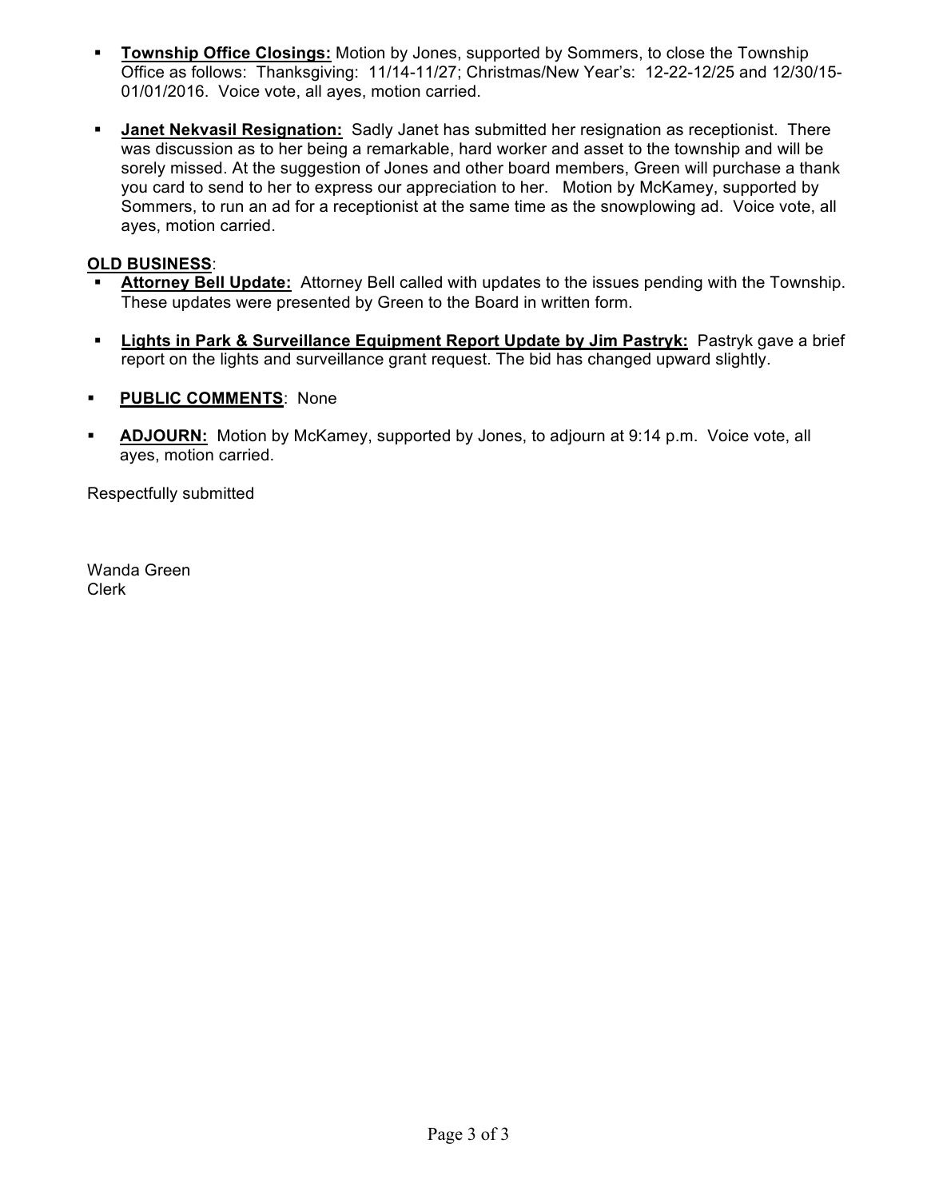- **Township Office Closings:** Motion by Jones, supported by Sommers, to close the Township Office as follows: Thanksgiving: 11/14-11/27; Christmas/New Year's: 12-22-12/25 and 12/30/15-01/01/2016. Voice vote, all ayes, motion carried.

- **Janet Nekvasil Resignation:** Sadly Janet has submitted her resignation as receptionist. There was discussion as to her being a remarkable, hard worker and asset to the township and will be sorely missed. At the suggestion of Jones and other board members, Green will purchase a thank you card to send to her to express our appreciation to her. Motion by McKamey, supported by Sommers, to run an ad for a receptionist at the same time as the snowplowing ad. Voice vote, all ayes, motion carried.

**OLD BUSINESS**:

- **Attorney Bell Update:** Attorney Bell called with updates to the issues pending with the Township. These updates were presented by Green to the Board in written form.

- **Lights in Park & Surveillance Equipment Report Update by Jim Pastryk:** Pastryk gave a brief report on the lights and surveillance grant request. The bid has changed upward slightly.

- **PUBLIC COMMENTS**: None

- **ADJOURN:** Motion by McKamey, supported by Jones, to adjourn at 9:14 p.m. Voice vote, all ayes, motion carried.

Respectfully submitted

Wanda Green
Clerk